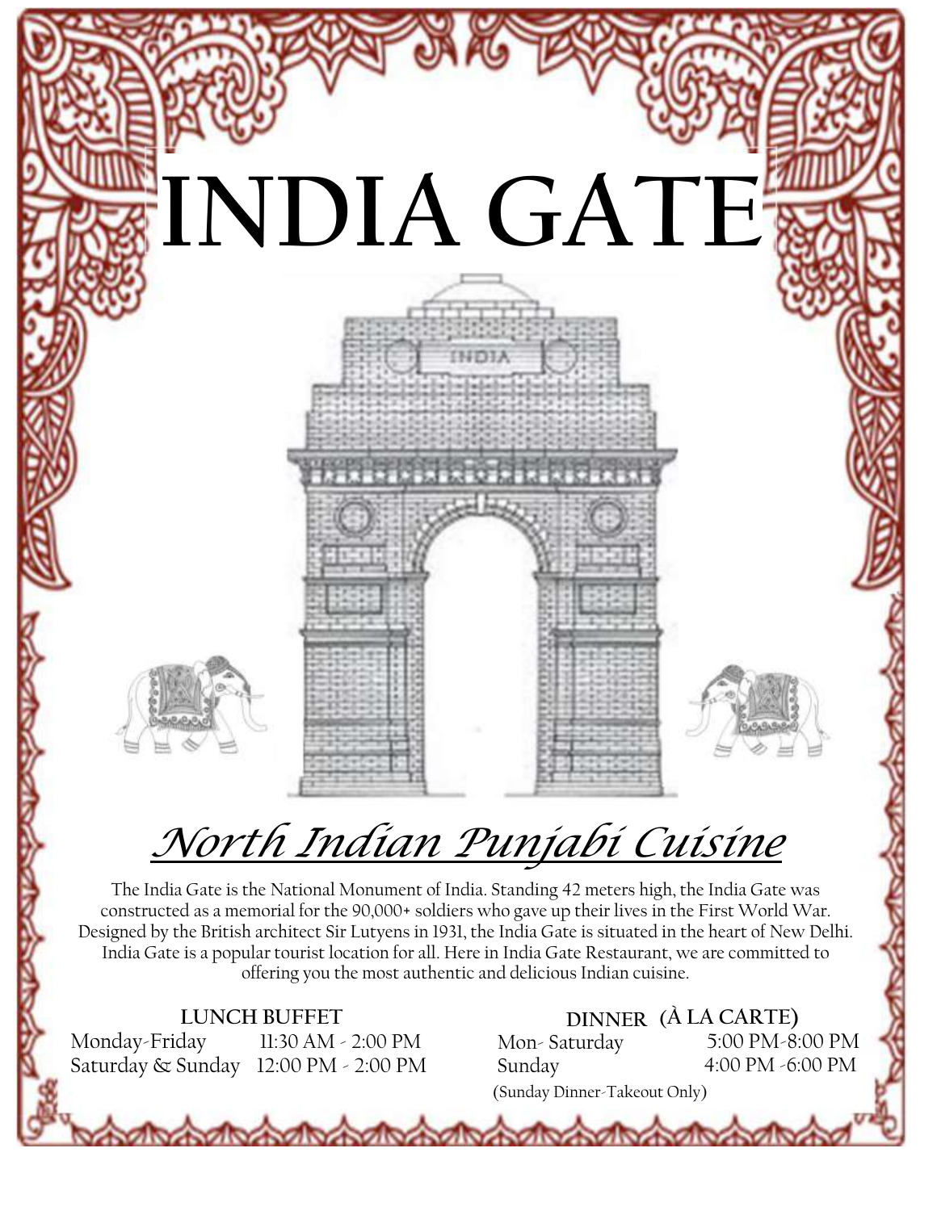# INDIA GATE

## *North Indian Punjabi Cuisine*

The India Gate is the National Monument of India. Standing 42 meters high, the India Gate was constructed as a memorial for the 90,000+ soldiers who gave up their lives in the First World War. Designed by the British architect Sir Lutyens in 1931, the India Gate is situated in the heart of New Delhi. India Gate is a popular tourist location for all. Here in India Gate Restaurant, we are committed to offering you the most authentic and delicious Indian cuisine.

**LUNCH BUFFET**

| | |
|---|---|
| Monday-Friday | 11:30 AM - 2:00 PM |
| Saturday & Sunday | 12:00 PM - 2:00 PM |

**DINNER (À LA CARTE)**

| | |
|---|---|
| Mon- Saturday | 5:00 PM-8:00 PM |
| Sunday | 4:00 PM -6:00 PM |

(Sunday Dinner-Takeout Only)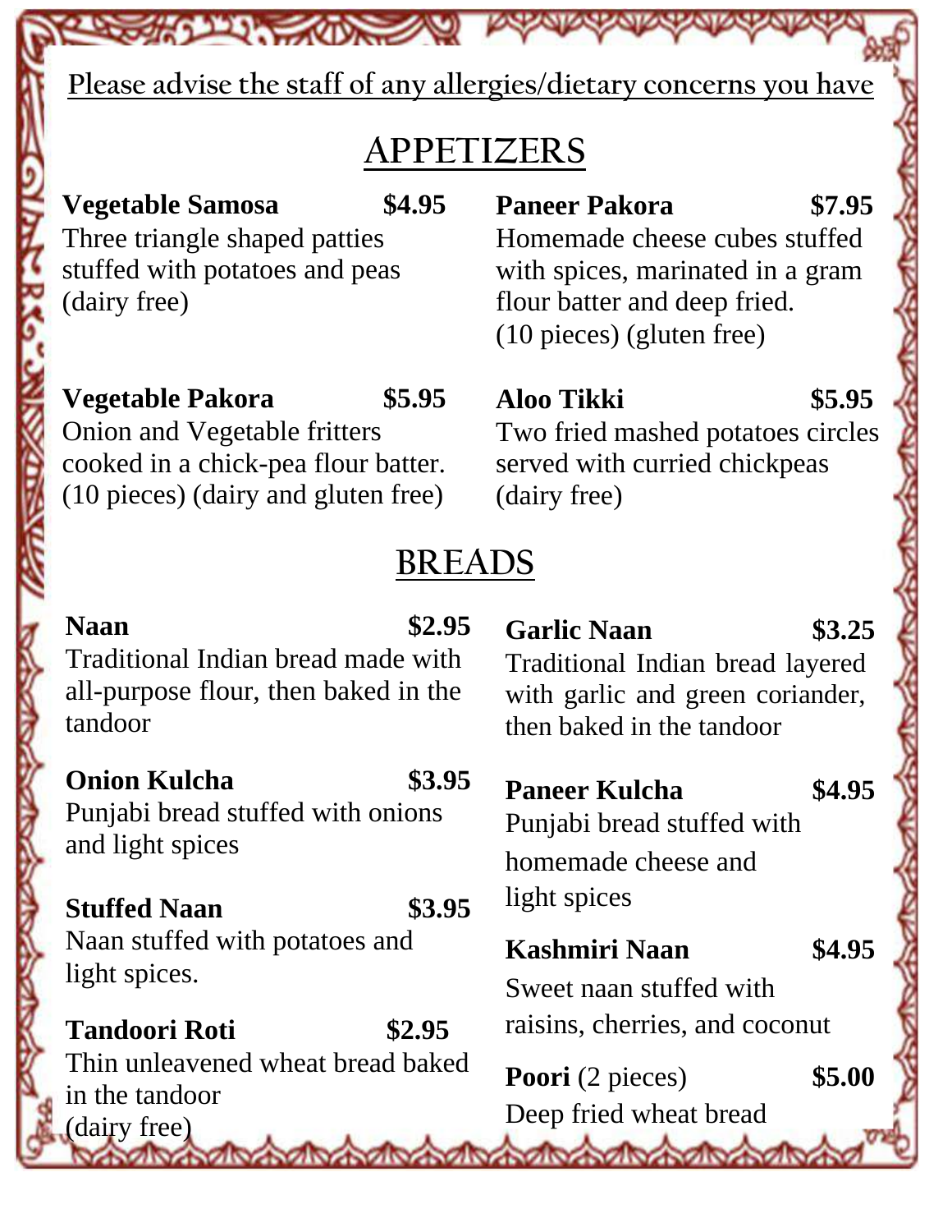Please advise the staff of any allergies/dietary concerns you have

# APPETIZERS

**Vegetable Samosa** **$4.95**
Three triangle shaped patties stuffed with potatoes and peas (dairy free)

**Vegetable Pakora** **$5.95**
Onion and Vegetable fritters cooked in a chick-pea flour batter. (10 pieces) (dairy and gluten free)

**Paneer Pakora** **$7.95**
Homemade cheese cubes stuffed with spices, marinated in a gram flour batter and deep fried. (10 pieces) (gluten free)

**Aloo Tikki** **$5.95**
Two fried mashed potatoes circles served with curried chickpeas (dairy free)

# BREADS

**Naan** **$2.95**
Traditional Indian bread made with all-purpose flour, then baked in the tandoor

**Onion Kulcha** **$3.95**
Punjabi bread stuffed with onions and light spices

**Stuffed Naan** **$3.95**
Naan stuffed with potatoes and light spices.

**Tandoori Roti** **$2.95**
Thin unleavened wheat bread baked in the tandoor (dairy free)

**Garlic Naan** **$3.25**
Traditional Indian bread layered with garlic and green coriander, then baked in the tandoor

**Paneer Kulcha** **$4.95**
Punjabi bread stuffed with homemade cheese and light spices

**Kashmiri Naan** **$4.95**
Sweet naan stuffed with raisins, cherries, and coconut

**Poori** (2 pieces) **$5.00**
Deep fried wheat bread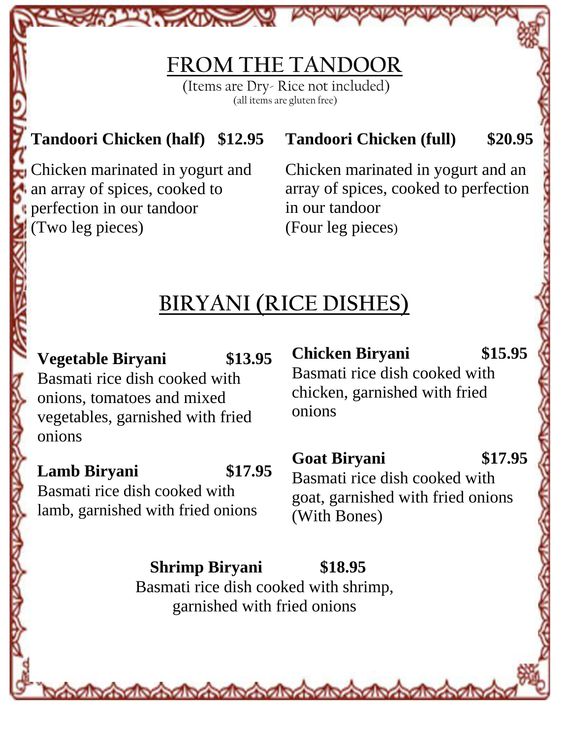## FROM THE TANDOOR

(Items are Dry- Rice not included)
(all items are gluten free)

**Tandoori Chicken (half) $12.95**
Chicken marinated in yogurt and an array of spices, cooked to perfection in our tandoor
(Two leg pieces)

**Tandoori Chicken (full) $20.95**
Chicken marinated in yogurt and an array of spices, cooked to perfection in our tandoor
(Four leg pieces)

## BIRYANI (RICE DISHES)

**Vegetable Biryani $13.95**
Basmati rice dish cooked with onions, tomatoes and mixed vegetables, garnished with fried onions

**Lamb Biryani $17.95**
Basmati rice dish cooked with lamb, garnished with fried onions

**Chicken Biryani $15.95**
Basmati rice dish cooked with chicken, garnished with fried onions

**Goat Biryani $17.95**
Basmati rice dish cooked with goat, garnished with fried onions (With Bones)

**Shrimp Biryani $18.95**
Basmati rice dish cooked with shrimp, garnished with fried onions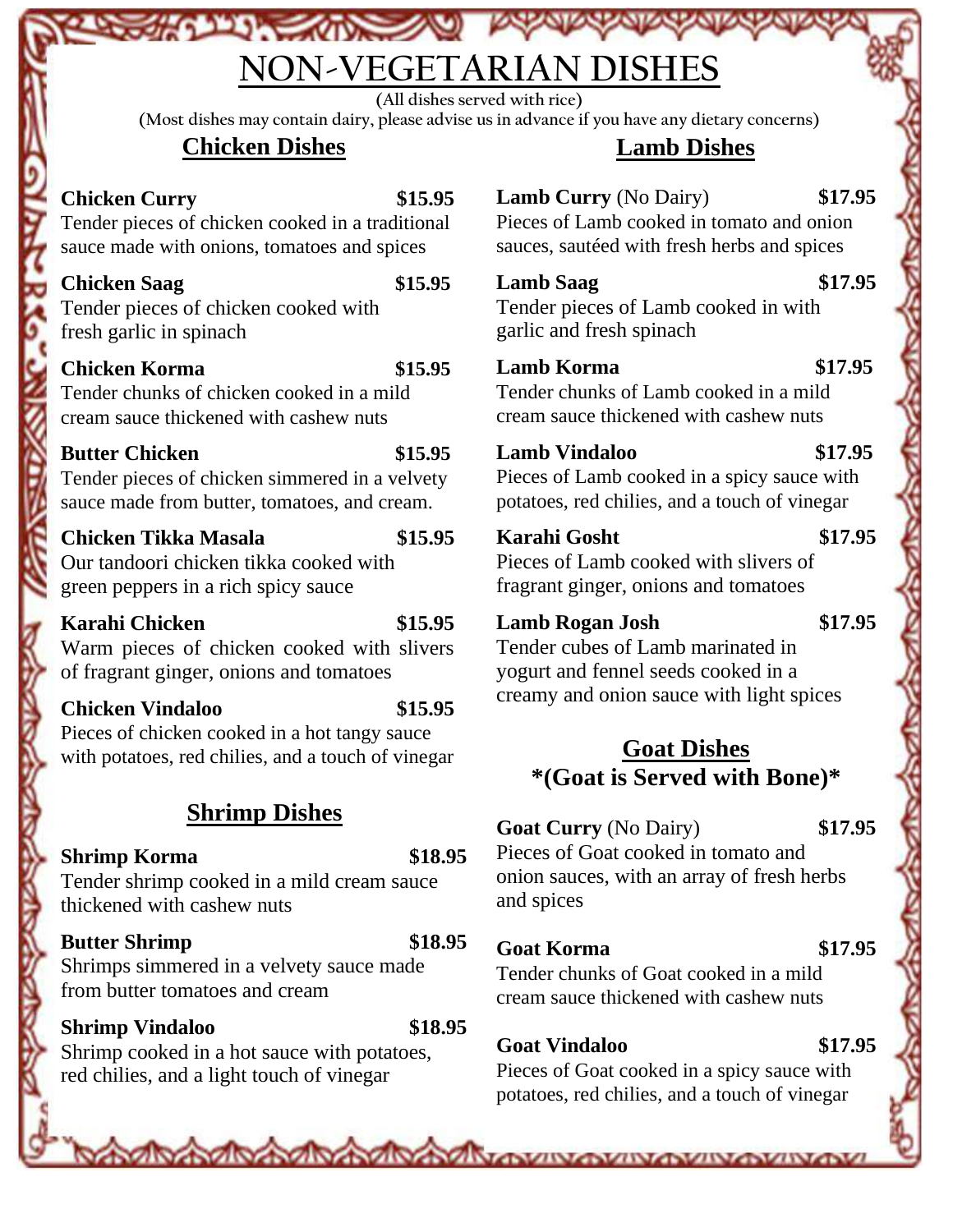# NON-VEGETARIAN DISHES

(All dishes served with rice)
(Most dishes may contain dairy, please advise us in advance if you have any dietary concerns)

## Chicken Dishes

**Chicken Curry** **$15.95**
Tender pieces of chicken cooked in a traditional sauce made with onions, tomatoes and spices

**Chicken Saag** **$15.95**
Tender pieces of chicken cooked with fresh garlic in spinach

**Chicken Korma** **$15.95**
Tender chunks of chicken cooked in a mild cream sauce thickened with cashew nuts

**Butter Chicken** **$15.95**
Tender pieces of chicken simmered in a velvety sauce made from butter, tomatoes, and cream.

**Chicken Tikka Masala** **$15.95**
Our tandoori chicken tikka cooked with green peppers in a rich spicy sauce

**Karahi Chicken** **$15.95**
Warm pieces of chicken cooked with slivers of fragrant ginger, onions and tomatoes

**Chicken Vindaloo** **$15.95**
Pieces of chicken cooked in a hot tangy sauce with potatoes, red chilies, and a touch of vinegar

## Shrimp Dishes

**Shrimp Korma** **$18.95**
Tender shrimp cooked in a mild cream sauce thickened with cashew nuts

**Butter Shrimp** **$18.95**
Shrimps simmered in a velvety sauce made from butter tomatoes and cream

**Shrimp Vindaloo** **$18.95**
Shrimp cooked in a hot sauce with potatoes, red chilies, and a light touch of vinegar

## Lamb Dishes

**Lamb Curry** (No Dairy) **$17.95**
Pieces of Lamb cooked in tomato and onion sauces, sautéed with fresh herbs and spices

**Lamb Saag** **$17.95**
Tender pieces of Lamb cooked in with garlic and fresh spinach

**Lamb Korma** **$17.95**
Tender chunks of Lamb cooked in a mild cream sauce thickened with cashew nuts

**Lamb Vindaloo** **$17.95**
Pieces of Lamb cooked in a spicy sauce with potatoes, red chilies, and a touch of vinegar

**Karahi Gosht** **$17.95**
Pieces of Lamb cooked with slivers of fragrant ginger, onions and tomatoes

**Lamb Rogan Josh** **$17.95**
Tender cubes of Lamb marinated in yogurt and fennel seeds cooked in a creamy and onion sauce with light spices

## Goat Dishes

**\*(Goat is Served with Bone)\***

**Goat Curry** (No Dairy) **$17.95**
Pieces of Goat cooked in tomato and onion sauces, with an array of fresh herbs and spices

**Goat Korma** **$17.95**
Tender chunks of Goat cooked in a mild cream sauce thickened with cashew nuts

**Goat Vindaloo** **$17.95**
Pieces of Goat cooked in a spicy sauce with potatoes, red chilies, and a touch of vinegar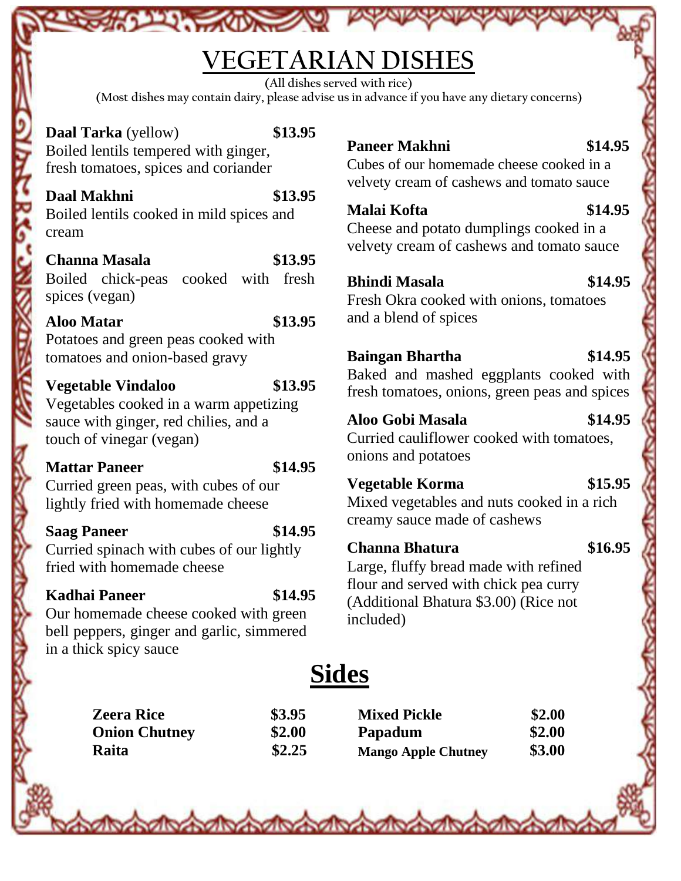# VEGETARIAN DISHES

(All dishes served with rice)

(Most dishes may contain dairy, please advise us in advance if you have any dietary concerns)

**Daal Tarka** (yellow) **$13.95**
Boiled lentils tempered with ginger, fresh tomatoes, spices and coriander

**Daal Makhni** **$13.95**
Boiled lentils cooked in mild spices and cream

**Channa Masala** **$13.95**
Boiled chick-peas cooked with fresh spices (vegan)

**Aloo Matar** **$13.95**
Potatoes and green peas cooked with tomatoes and onion-based gravy

**Vegetable Vindaloo** **$13.95**
Vegetables cooked in a warm appetizing sauce with ginger, red chilies, and a touch of vinegar (vegan)

**Mattar Paneer** **$14.95**
Curried green peas, with cubes of our lightly fried with homemade cheese

**Saag Paneer** **$14.95**
Curried spinach with cubes of our lightly fried with homemade cheese

**Kadhai Paneer** **$14.95**
Our homemade cheese cooked with green bell peppers, ginger and garlic, simmered in a thick spicy sauce

**Paneer Makhni** **$14.95**
Cubes of our homemade cheese cooked in a velvety cream of cashews and tomato sauce

**Malai Kofta** **$14.95**
Cheese and potato dumplings cooked in a velvety cream of cashews and tomato sauce

**Bhindi Masala** **$14.95**
Fresh Okra cooked with onions, tomatoes and a blend of spices

**Baingan Bhartha** **$14.95**
Baked and mashed eggplants cooked with fresh tomatoes, onions, green peas and spices

**Aloo Gobi Masala** **$14.95**
Curried cauliflower cooked with tomatoes, onions and potatoes

**Vegetable Korma** **$15.95**
Mixed vegetables and nuts cooked in a rich creamy sauce made of cashews

**Channa Bhatura** **$16.95**
Large, fluffy bread made with refined flour and served with chick pea curry (Additional Bhatura $3.00) (Rice not included)

# Sides

| | |
|---|---|
| **Zeera Rice** | **$3.95** |
| **Onion Chutney** | **$2.00** |
| **Raita** | **$2.25** |
| **Mixed Pickle** | **$2.00** |
| **Papadum** | **$2.00** |
| **Mango Apple Chutney** | **$3.00** |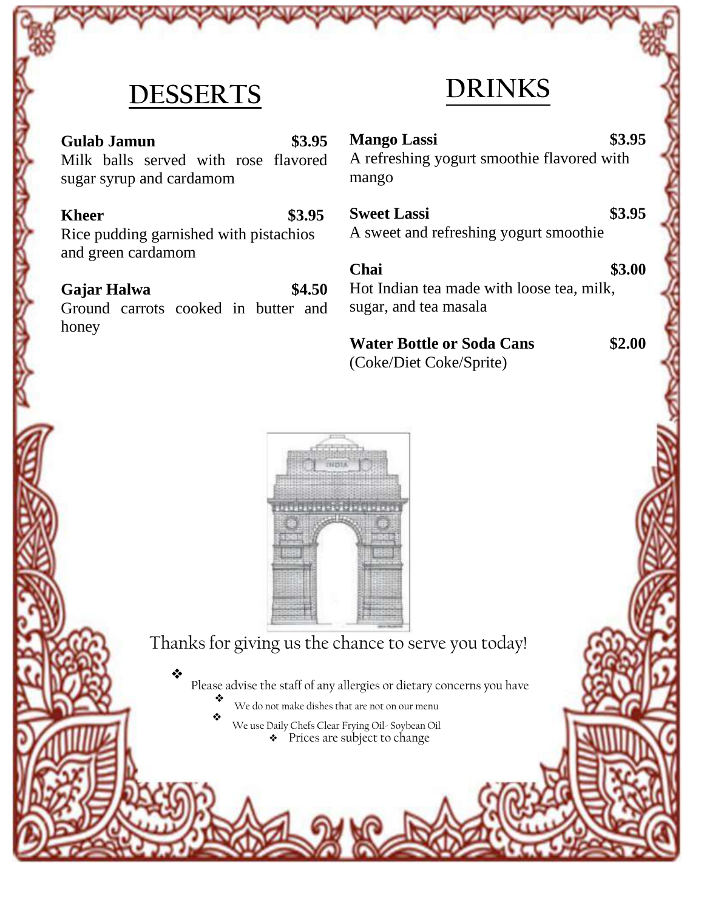## DESSERTS

**Gulab Jamun** **$3.95**
Milk balls served with rose flavored sugar syrup and cardamom

**Kheer** **$3.95**
Rice pudding garnished with pistachios and green cardamom

**Gajar Halwa** **$4.50**
Ground carrots cooked in butter and honey

## DRINKS

**Mango Lassi** **$3.95**
A refreshing yogurt smoothie flavored with mango

**Sweet Lassi** **$3.95**
A sweet and refreshing yogurt smoothie

**Chai** **$3.00**
Hot Indian tea made with loose tea, milk, sugar, and tea masala

**Water Bottle or Soda Cans** **$2.00**
(Coke/Diet Coke/Sprite)

Thanks for giving us the chance to serve you today!

- Please advise the staff of any allergies or dietary concerns you have
- We do not make dishes that are not on our menu
- We use Daily Chefs Clear Frying Oil- Soybean Oil
- Prices are subject to change